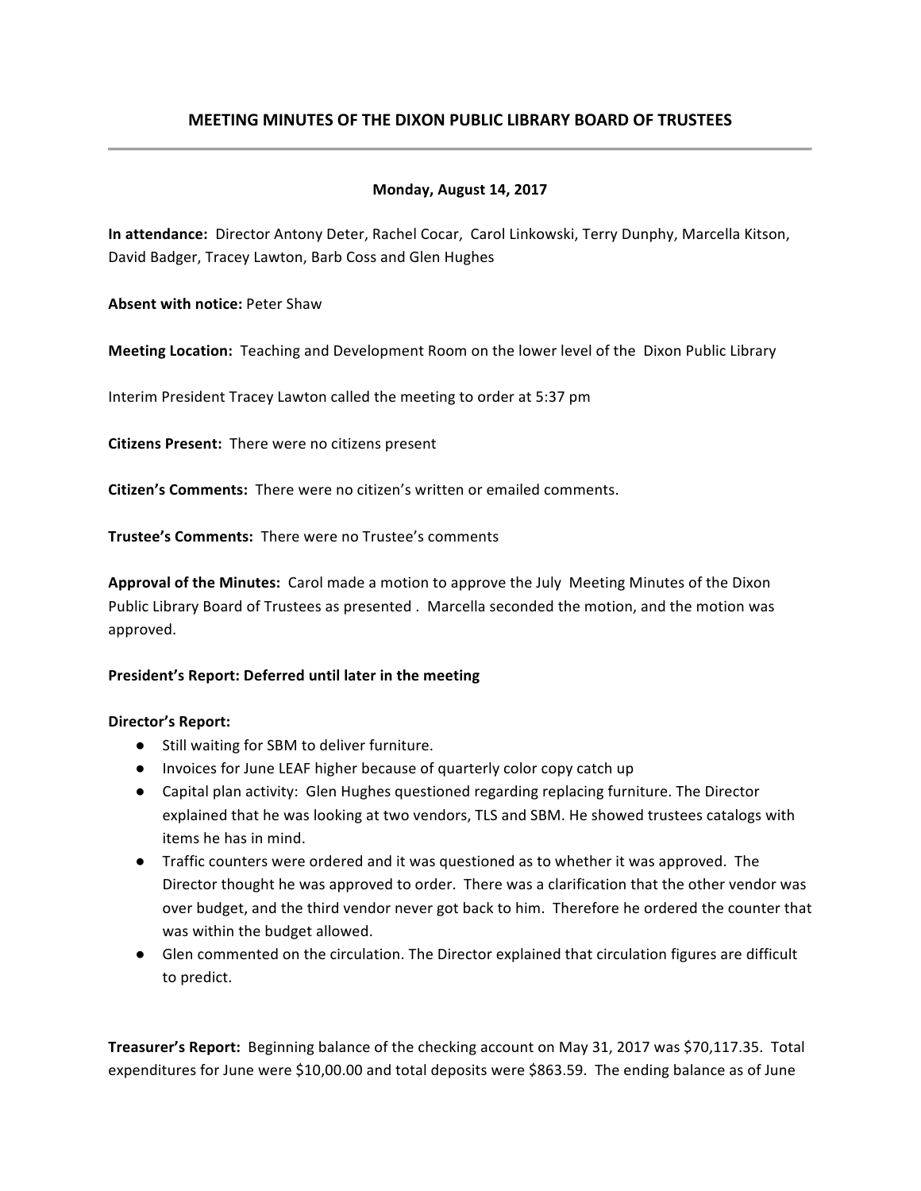## MEETING MINUTES OF THE DIXON PUBLIC LIBRARY BOARD OF TRUSTEES

---

**Monday, August 14, 2017**

**In attendance:** Director Antony Deter, Rachel Cocar, Carol Linkowski, Terry Dunphy, Marcella Kitson, David Badger, Tracey Lawton, Barb Coss and Glen Hughes

**Absent with notice:** Peter Shaw

**Meeting Location:** Teaching and Development Room on the lower level of the Dixon Public Library

Interim President Tracey Lawton called the meeting to order at 5:37 pm

**Citizens Present:** There were no citizens present

**Citizen's Comments:** There were no citizen's written or emailed comments.

**Trustee's Comments:** There were no Trustee's comments

**Approval of the Minutes:** Carol made a motion to approve the July Meeting Minutes of the Dixon Public Library Board of Trustees as presented . Marcella seconded the motion, and the motion was approved.

**President's Report: Deferred until later in the meeting**

**Director's Report:**

- Still waiting for SBM to deliver furniture.
- Invoices for June LEAF higher because of quarterly color copy catch up
- Capital plan activity: Glen Hughes questioned regarding replacing furniture. The Director explained that he was looking at two vendors, TLS and SBM. He showed trustees catalogs with items he has in mind.
- Traffic counters were ordered and it was questioned as to whether it was approved. The Director thought he was approved to order. There was a clarification that the other vendor was over budget, and the third vendor never got back to him. Therefore he ordered the counter that was within the budget allowed.
- Glen commented on the circulation. The Director explained that circulation figures are difficult to predict.

**Treasurer's Report:** Beginning balance of the checking account on May 31, 2017 was $70,117.35. Total expenditures for June were $10,00.00 and total deposits were $863.59. The ending balance as of June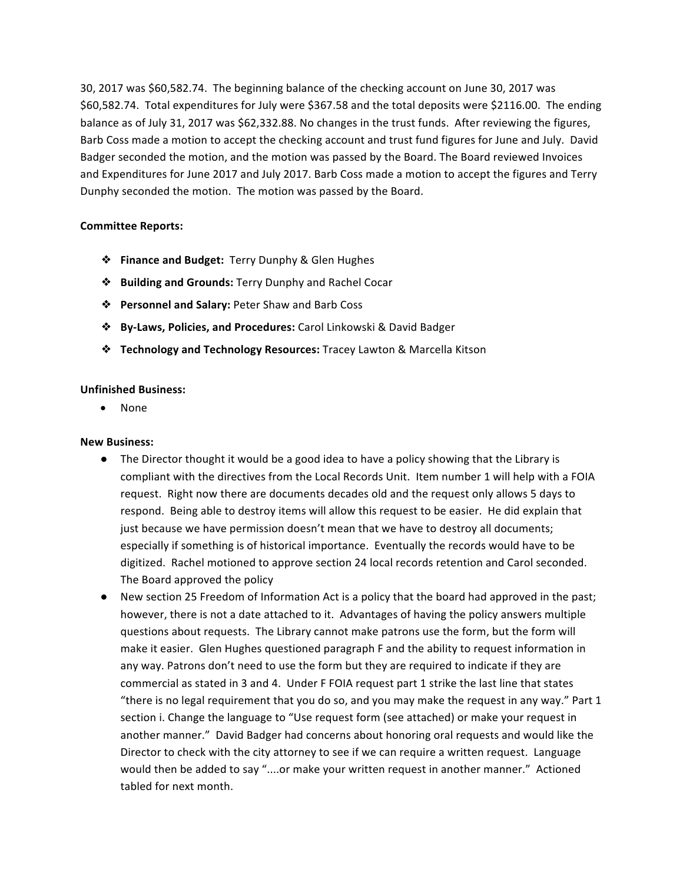30, 2017 was $60,582.74. The beginning balance of the checking account on June 30, 2017 was $60,582.74. Total expenditures for July were $367.58 and the total deposits were $2116.00. The ending balance as of July 31, 2017 was $62,332.88. No changes in the trust funds. After reviewing the figures, Barb Coss made a motion to accept the checking account and trust fund figures for June and July. David Badger seconded the motion, and the motion was passed by the Board. The Board reviewed Invoices and Expenditures for June 2017 and July 2017. Barb Coss made a motion to accept the figures and Terry Dunphy seconded the motion. The motion was passed by the Board.

**Committee Reports:**

- **Finance and Budget:** Terry Dunphy & Glen Hughes
- **Building and Grounds:** Terry Dunphy and Rachel Cocar
- **Personnel and Salary:** Peter Shaw and Barb Coss
- **By-Laws, Policies, and Procedures:** Carol Linkowski & David Badger
- **Technology and Technology Resources:** Tracey Lawton & Marcella Kitson

**Unfinished Business:**

- None

**New Business:**

- The Director thought it would be a good idea to have a policy showing that the Library is compliant with the directives from the Local Records Unit. Item number 1 will help with a FOIA request. Right now there are documents decades old and the request only allows 5 days to respond. Being able to destroy items will allow this request to be easier. He did explain that just because we have permission doesn't mean that we have to destroy all documents; especially if something is of historical importance. Eventually the records would have to be digitized. Rachel motioned to approve section 24 local records retention and Carol seconded. The Board approved the policy
- New section 25 Freedom of Information Act is a policy that the board had approved in the past; however, there is not a date attached to it. Advantages of having the policy answers multiple questions about requests. The Library cannot make patrons use the form, but the form will make it easier. Glen Hughes questioned paragraph F and the ability to request information in any way. Patrons don't need to use the form but they are required to indicate if they are commercial as stated in 3 and 4. Under F FOIA request part 1 strike the last line that states "there is no legal requirement that you do so, and you may make the request in any way." Part 1 section i. Change the language to "Use request form (see attached) or make your request in another manner." David Badger had concerns about honoring oral requests and would like the Director to check with the city attorney to see if we can require a written request. Language would then be added to say "....or make your written request in another manner." Actioned tabled for next month.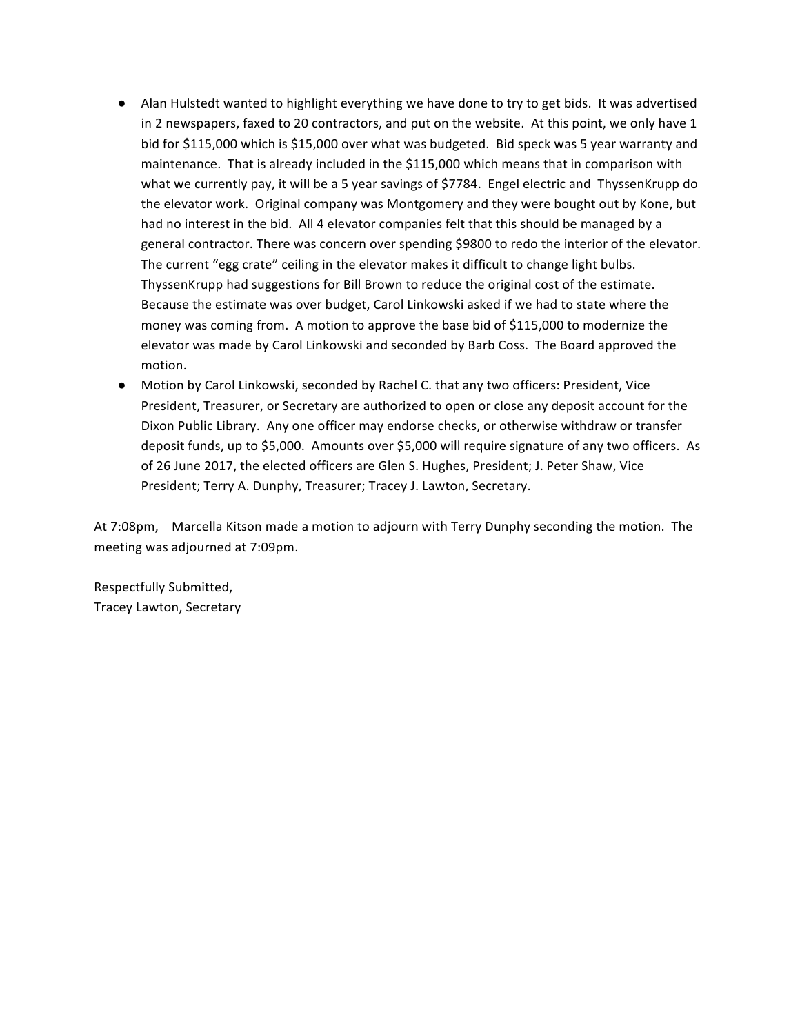- Alan Hulstedt wanted to highlight everything we have done to try to get bids. It was advertised in 2 newspapers, faxed to 20 contractors, and put on the website. At this point, we only have 1 bid for $115,000 which is $15,000 over what was budgeted. Bid speck was 5 year warranty and maintenance. That is already included in the $115,000 which means that in comparison with what we currently pay, it will be a 5 year savings of $7784. Engel electric and ThyssenKrupp do the elevator work. Original company was Montgomery and they were bought out by Kone, but had no interest in the bid. All 4 elevator companies felt that this should be managed by a general contractor. There was concern over spending $9800 to redo the interior of the elevator. The current "egg crate" ceiling in the elevator makes it difficult to change light bulbs. ThyssenKrupp had suggestions for Bill Brown to reduce the original cost of the estimate. Because the estimate was over budget, Carol Linkowski asked if we had to state where the money was coming from. A motion to approve the base bid of $115,000 to modernize the elevator was made by Carol Linkowski and seconded by Barb Coss. The Board approved the motion.
- Motion by Carol Linkowski, seconded by Rachel C. that any two officers: President, Vice President, Treasurer, or Secretary are authorized to open or close any deposit account for the Dixon Public Library. Any one officer may endorse checks, or otherwise withdraw or transfer deposit funds, up to $5,000. Amounts over $5,000 will require signature of any two officers. As of 26 June 2017, the elected officers are Glen S. Hughes, President; J. Peter Shaw, Vice President; Terry A. Dunphy, Treasurer; Tracey J. Lawton, Secretary.

At 7:08pm, Marcella Kitson made a motion to adjourn with Terry Dunphy seconding the motion. The meeting was adjourned at 7:09pm.

Respectfully Submitted,
Tracey Lawton, Secretary